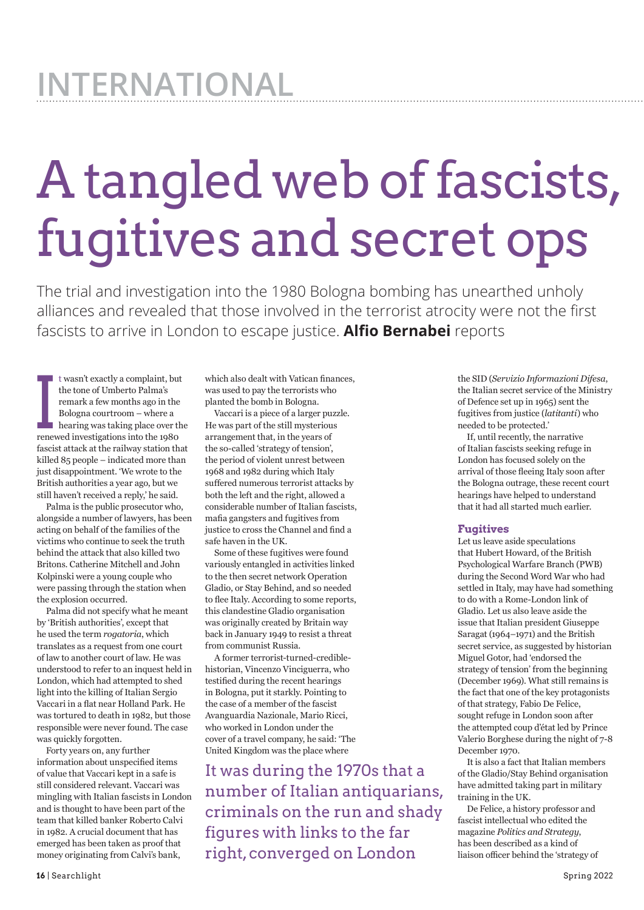# A tangled web of fascists, fugitives and secret ops

The trial and investigation into the 1980 Bologna bombing has unearthed unholy alliances and revealed that those involved in the terrorist atrocity were not the first fascists to arrive in London to escape justice. **Alfio Bernabei** reports

It wasn't exactly a complaint, but the tone of Umberto Palma's remark a few months ago in the Bologna courtroom – where a hearing was taking place over the renewed investigations into the 1980 fascist attack at the railway station that killed 85 people – indicated more than just disappointment. 'We wrote to the British authorities a year ago, but we still haven't received a reply,' he said.

Palma is the public prosecutor who, alongside a number of lawyers, has been acting on behalf of the families of the victims who continue to seek the truth behind the attack that also killed two Britons. Catherine Mitchell and John Kolpinski were a young couple who were passing through the station when the explosion occurred.

Palma did not specify what he meant by 'British authorities', except that he used the term *rogatoria*, which translates as a request from one court of law to another court of law. He was understood to refer to an inquest held in London, which had attempted to shed light into the killing of Italian Sergio Vaccari in a flat near Holland Park. He was tortured to death in 1982, but those responsible were never found. The case was quickly forgotten.

Forty years on, any further information about unspecified items of value that Vaccari kept in a safe is still considered relevant. Vaccari was mingling with Italian fascists in London and is thought to have been part of the team that killed banker Roberto Calvi in 1982. A crucial document that has emerged has been taken as proof that money originating from Calvi's bank, which also dealt with Vatican finances, was used to pay the terrorists who planted the bomb in Bologna.

Vaccari is a piece of a larger puzzle. He was part of the still mysterious arrangement that, in the years of the so-called 'strategy of tension', the period of violent unrest between 1968 and 1982 during which Italy suffered numerous terrorist attacks by both the left and the right, allowed a considerable number of Italian fascists, mafia gangsters and fugitives from justice to cross the Channel and find a safe haven in the UK.

Some of these fugitives were found variously entangled in activities linked to the then secret network Operation Gladio, or Stay Behind, and so needed to flee Italy. According to some reports, this clandestine Gladio organisation was originally created by Britain way back in January 1949 to resist a threat from communist Russia.

A former terrorist-turned-credible-historian, Vincenzo Vinciguerra, who testified during the recent hearings in Bologna, put it starkly. Pointing to the case of a member of the fascist Avanguardia Nazionale, Mario Ricci, who worked in London under the cover of a travel company, he said: 'The United Kingdom was the place where the SID (*Servizio Informazioni Difesa*, the Italian secret service of the Ministry of Defence set up in 1965) sent the fugitives from justice (*latitanti*) who needed to be protected.'

If, until recently, the narrative of Italian fascists seeking refuge in London has focused solely on the arrival of those fleeing Italy soon after the Bologna outrage, these recent court hearings have helped to understand that it had all started much earlier.

> It was during the 1970s that a number of Italian antiquarians, criminals on the run and shady figures with links to the far right, converged on London

### Fugitives

Let us leave aside speculations that Hubert Howard, of the British Psychological Warfare Branch (PWB) during the Second Word War who had settled in Italy, may have had something to do with a Rome-London link of Gladio. Let us also leave aside the issue that Italian president Giuseppe Saragat (1964–1971) and the British secret service, as suggested by historian Miguel Gotor, had 'endorsed the strategy of tension' from the beginning (December 1969). What still remains is the fact that one of the key protagonists of that strategy, Fabio De Felice, sought refuge in London soon after the attempted coup d'état led by Prince Valerio Borghese during the night of 7-8 December 1970.

It is also a fact that Italian members of the Gladio/Stay Behind organisation have admitted taking part in military training in the UK.

De Felice, a history professor and fascist intellectual who edited the magazine *Politics and Strategy*, has been described as a kind of liaison officer behind the 'strategy of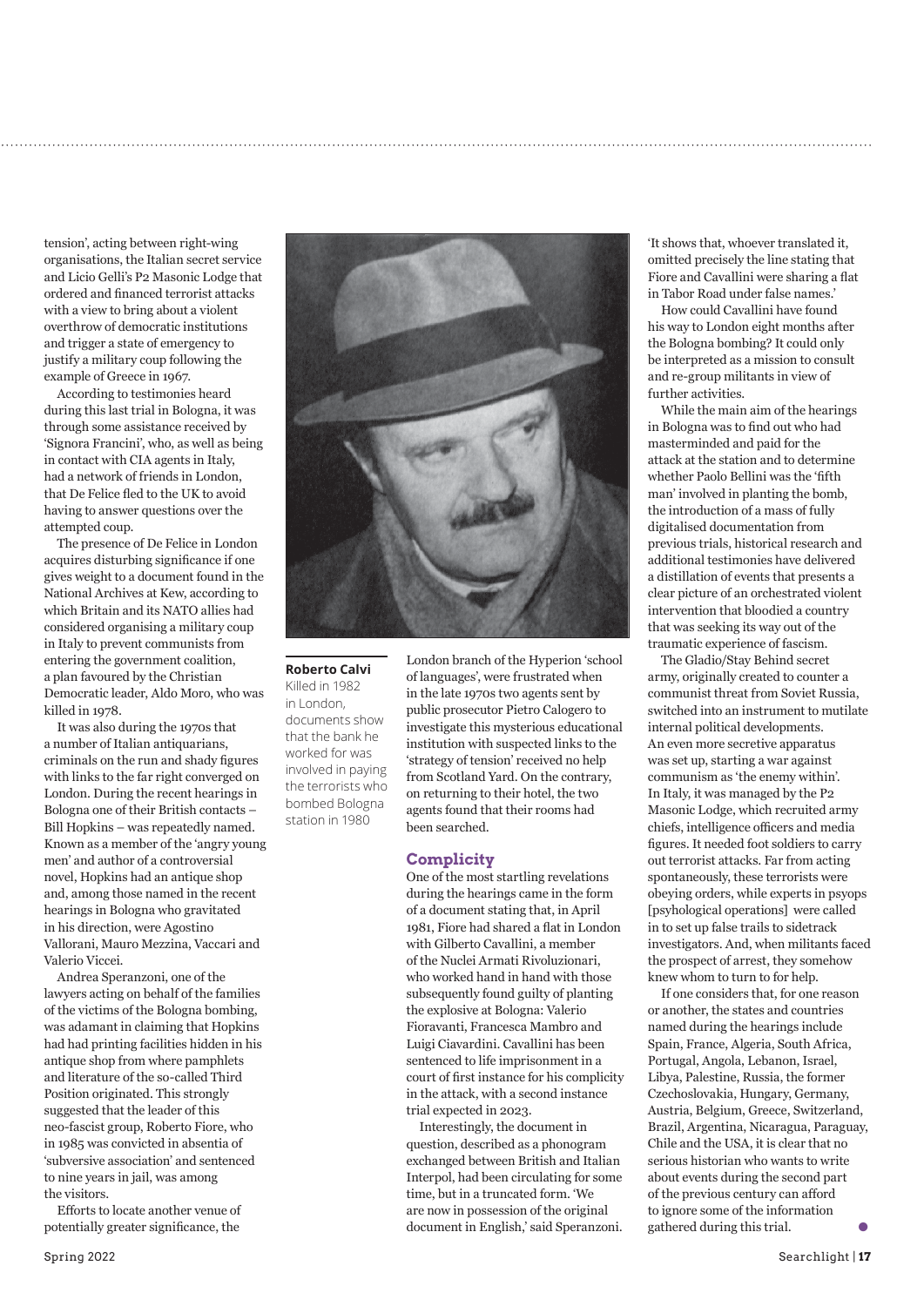tension', acting between right-wing organisations, the Italian secret service and Licio Gelli's P2 Masonic Lodge that ordered and financed terrorist attacks with a view to bring about a violent overthrow of democratic institutions and trigger a state of emergency to justify a military coup following the example of Greece in 1967.

According to testimonies heard during this last trial in Bologna, it was through some assistance received by 'Signora Francini', who, as well as being in contact with CIA agents in Italy, had a network of friends in London, that De Felice fled to the UK to avoid having to answer questions over the attempted coup.

The presence of De Felice in London acquires disturbing significance if one gives weight to a document found in the National Archives at Kew, according to which Britain and its NATO allies had considered organising a military coup in Italy to prevent communists from entering the government coalition, a plan favoured by the Christian Democratic leader, Aldo Moro, who was killed in 1978.

It was also during the 1970s that a number of Italian antiquarians, criminals on the run and shady figures with links to the far right converged on London. During the recent hearings in Bologna one of their British contacts – Bill Hopkins – was repeatedly named. Known as a member of the 'angry young men' and author of a controversial novel, Hopkins had an antique shop and, among those named in the recent hearings in Bologna who gravitated in his direction, were Agostino Vallorani, Mauro Mezzina, Vaccari and Valerio Viccei.

Andrea Speranzoni, one of the lawyers acting on behalf of the families of the victims of the Bologna bombing, was adamant in claiming that Hopkins had had printing facilities hidden in his antique shop from where pamphlets and literature of the so-called Third Position originated. This strongly suggested that the leader of this neo-fascist group, Roberto Fiore, who in 1985 was convicted in absentia of 'subversive association' and sentenced to nine years in jail, was among the visitors.

Efforts to locate another venue of potentially greater significance, the London branch of the Hyperion 'school of languages', were frustrated when in the late 1970s two agents sent by public prosecutor Pietro Calogero to investigate this mysterious educational institution with suspected links to the 'strategy of tension' received no help from Scotland Yard. On the contrary, on returning to their hotel, the two agents found that their rooms had been searched.

**Roberto Calvi**
Killed in 1982 in London, documents show that the bank he worked for was involved in paying the terrorists who bombed Bologna station in 1980

## Complicity

One of the most startling revelations during the hearings came in the form of a document stating that, in April 1981, Fiore had shared a flat in London with Gilberto Cavallini, a member of the Nuclei Armati Rivoluzionari, who worked hand in hand with those subsequently found guilty of planting the explosive at Bologna: Valerio Fioravanti, Francesca Mambro and Luigi Ciavardini. Cavallini has been sentenced to life imprisonment in a court of first instance for his complicity in the attack, with a second instance trial expected in 2023.

Interestingly, the document in question, described as a phonogram exchanged between British and Italian Interpol, had been circulating for some time, but in a truncated form. 'We are now in possession of the original document in English,' said Speranzoni. 'It shows that, whoever translated it, omitted precisely the line stating that Fiore and Cavallini were sharing a flat in Tabor Road under false names.'

How could Cavallini have found his way to London eight months after the Bologna bombing? It could only be interpreted as a mission to consult and re-group militants in view of further activities.

While the main aim of the hearings in Bologna was to find out who had masterminded and paid for the attack at the station and to determine whether Paolo Bellini was the 'fifth man' involved in planting the bomb, the introduction of a mass of fully digitalised documentation from previous trials, historical research and additional testimonies have delivered a distillation of events that presents a clear picture of an orchestrated violent intervention that bloodied a country that was seeking its way out of the traumatic experience of fascism.

The Gladio/Stay Behind secret army, originally created to counter a communist threat from Soviet Russia, switched into an instrument to mutilate internal political developments. An even more secretive apparatus was set up, starting a war against communism as 'the enemy within'. In Italy, it was managed by the P2 Masonic Lodge, which recruited army chiefs, intelligence officers and media figures. It needed foot soldiers to carry out terrorist attacks. Far from acting spontaneously, these terrorists were obeying orders, while experts in psyops [psychological operations] were called in to set up false trails to sidetrack investigators. And, when militants faced the prospect of arrest, they somehow knew whom to turn to for help.

If one considers that, for one reason or another, the states and countries named during the hearings include Spain, France, Algeria, South Africa, Portugal, Angola, Lebanon, Israel, Libya, Palestine, Russia, the former Czechoslovakia, Hungary, Germany, Austria, Belgium, Greece, Switzerland, Brazil, Argentina, Nicaragua, Paraguay, Chile and the USA, it is clear that no serious historian who wants to write about events during the second part of the previous century can afford to ignore some of the information gathered during this trial.